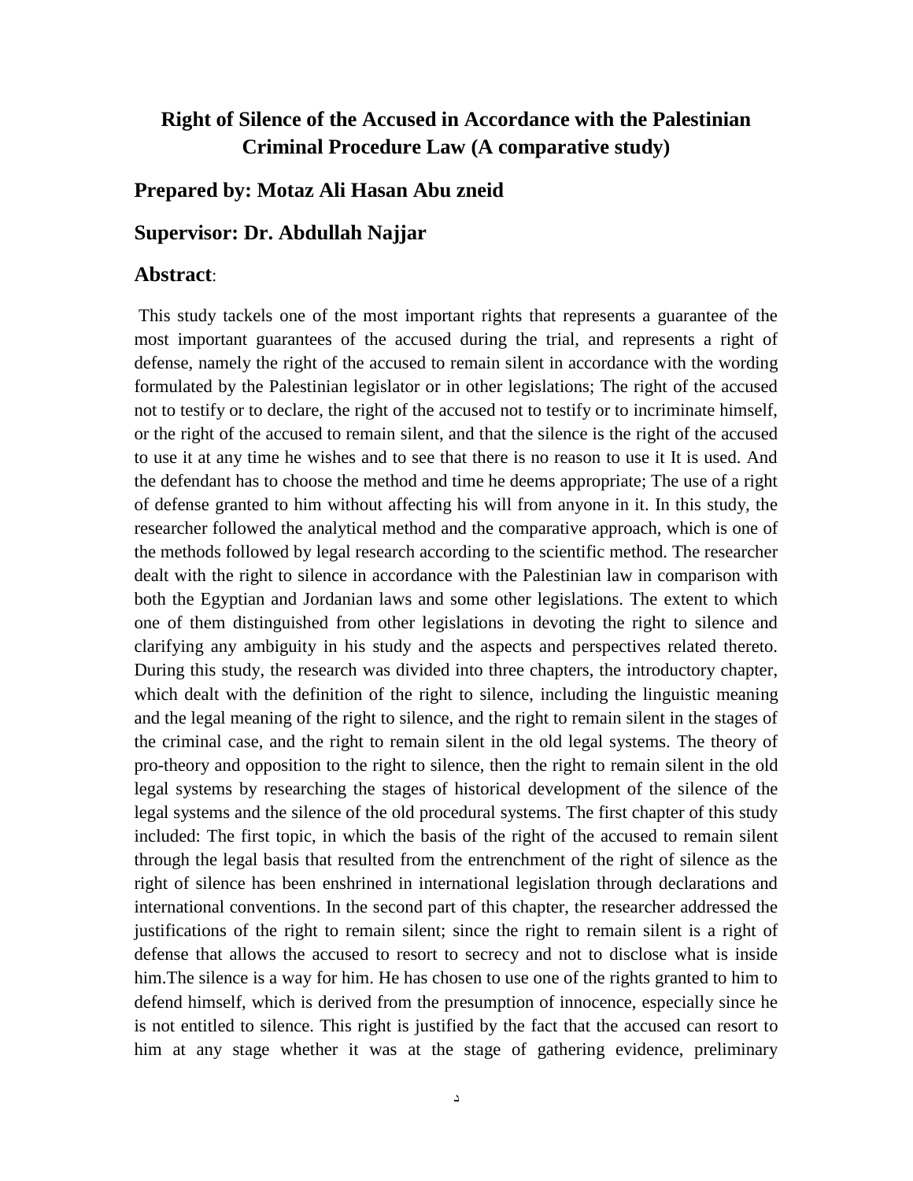# Right of Silence of the Accused in Accordance with the Palestinian Criminal Procedure Law (A comparative study)

## Prepared by: Motaz Ali Hasan Abu zneid

## Supervisor: Dr. Abdullah Najjar

## Abstract:

This study tackels one of the most important rights that represents a guarantee of the most important guarantees of the accused during the trial, and represents a right of defense, namely the right of the accused to remain silent in accordance with the wording formulated by the Palestinian legislator or in other legislations; The right of the accused not to testify or to declare, the right of the accused not to testify or to incriminate himself, or the right of the accused to remain silent, and that the silence is the right of the accused to use it at any time he wishes and to see that there is no reason to use it It is used. And the defendant has to choose the method and time he deems appropriate; The use of a right of defense granted to him without affecting his will from anyone in it. In this study, the researcher followed the analytical method and the comparative approach, which is one of the methods followed by legal research according to the scientific method. The researcher dealt with the right to silence in accordance with the Palestinian law in comparison with both the Egyptian and Jordanian laws and some other legislations. The extent to which one of them distinguished from other legislations in devoting the right to silence and clarifying any ambiguity in his study and the aspects and perspectives related thereto. During this study, the research was divided into three chapters, the introductory chapter, which dealt with the definition of the right to silence, including the linguistic meaning and the legal meaning of the right to silence, and the right to remain silent in the stages of the criminal case, and the right to remain silent in the old legal systems. The theory of pro-theory and opposition to the right to silence, then the right to remain silent in the old legal systems by researching the stages of historical development of the silence of the legal systems and the silence of the old procedural systems. The first chapter of this study included: The first topic, in which the basis of the right of the accused to remain silent through the legal basis that resulted from the entrenchment of the right of silence as the right of silence has been enshrined in international legislation through declarations and international conventions. In the second part of this chapter, the researcher addressed the justifications of the right to remain silent; since the right to remain silent is a right of defense that allows the accused to resort to secrecy and not to disclose what is inside him.The silence is a way for him. He has chosen to use one of the rights granted to him to defend himself, which is derived from the presumption of innocence, especially since he is not entitled to silence. This right is justified by the fact that the accused can resort to him at any stage whether it was at the stage of gathering evidence, preliminary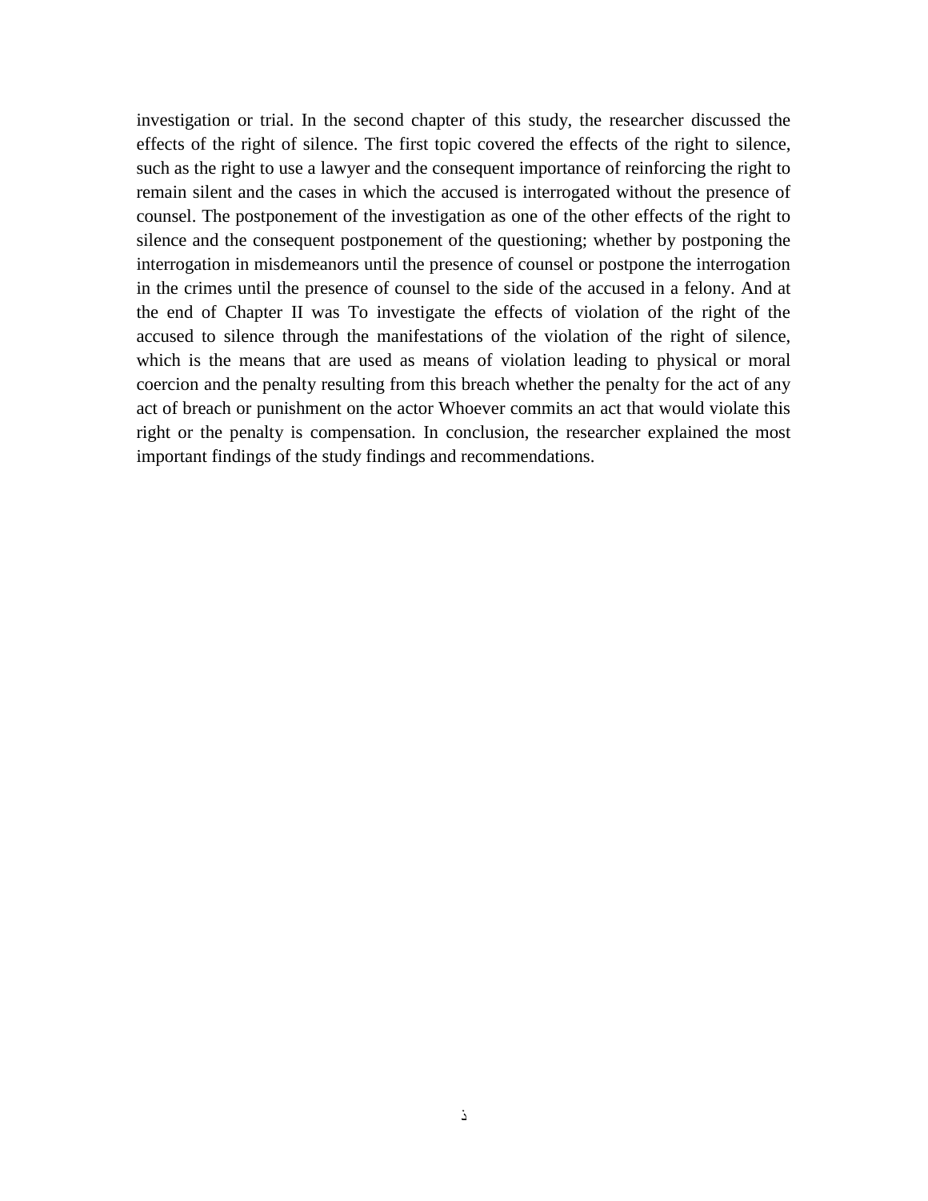investigation or trial. In the second chapter of this study, the researcher discussed the effects of the right of silence. The first topic covered the effects of the right to silence, such as the right to use a lawyer and the consequent importance of reinforcing the right to remain silent and the cases in which the accused is interrogated without the presence of counsel. The postponement of the investigation as one of the other effects of the right to silence and the consequent postponement of the questioning; whether by postponing the interrogation in misdemeanors until the presence of counsel or postpone the interrogation in the crimes until the presence of counsel to the side of the accused in a felony. And at the end of Chapter II was To investigate the effects of violation of the right of the accused to silence through the manifestations of the violation of the right of silence, which is the means that are used as means of violation leading to physical or moral coercion and the penalty resulting from this breach whether the penalty for the act of any act of breach or punishment on the actor Whoever commits an act that would violate this right or the penalty is compensation. In conclusion, the researcher explained the most important findings of the study findings and recommendations.